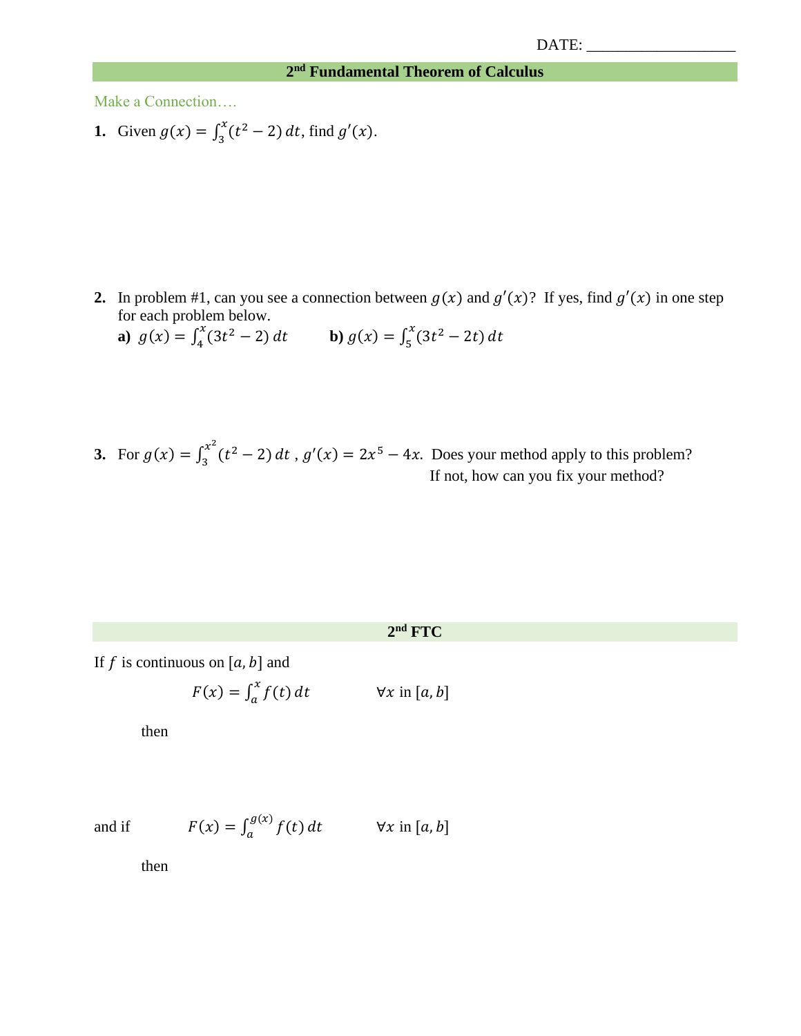DATE: ___________________

## 2nd Fundamental Theorem of Calculus

Make a Connection….

**1.** Given $g(x) = \int_3^x (t^2 - 2)\,dt$, find $g'(x)$.

**2.** In problem #1, can you see a connection between $g(x)$ and $g'(x)$? If yes, find $g'(x)$ in one step for each problem below.

**a)** $g(x) = \int_4^x (3t^2 - 2)\,dt$  **b)** $g(x) = \int_5^x (3t^2 - 2t)\,dt$

**3.** For $g(x) = \int_3^{x^2} (t^2 - 2)\,dt$ , $g'(x) = 2x^5 - 4x$. Does your method apply to this problem? If not, how can you fix your method?

### 2nd FTC

If $f$ is continuous on $[a, b]$ and

$$F(x) = \int_a^x f(t)\,dt \qquad \forall x \text{ in } [a, b]$$

then

and if $$F(x) = \int_a^{g(x)} f(t)\,dt \qquad \forall x \text{ in } [a, b]$$

then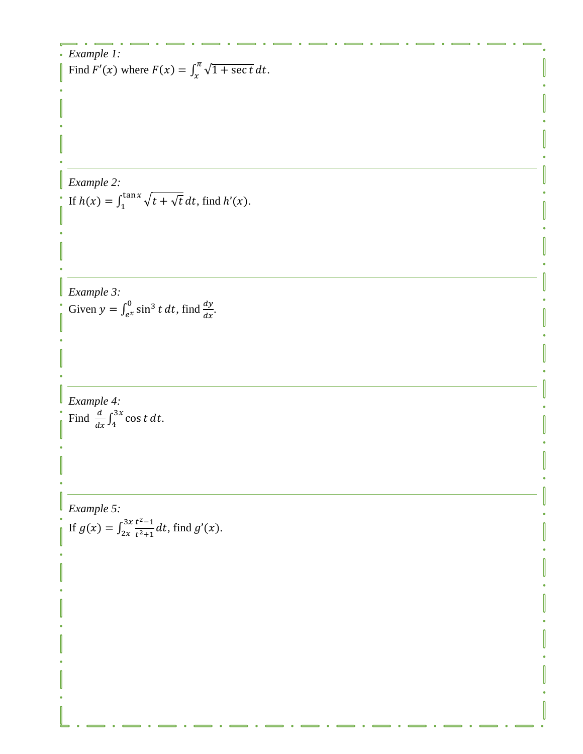*Example 1:*

Find $F'(x)$ where $F(x) = \int_x^\pi \sqrt{1 + \sec t}\, dt$.

---

*Example 2:*

If $h(x) = \int_1^{\tan x} \sqrt{t + \sqrt{t}}\, dt$, find $h'(x)$.

---

*Example 3:*

Given $y = \int_{e^x}^{0} \sin^3 t\, dt$, find $\frac{dy}{dx}$.

---

*Example 4:*

Find $\frac{d}{dx} \int_4^{3x} \cos t\, dt$.

---

*Example 5:*

If $g(x) = \int_{2x}^{3x} \frac{t^2 - 1}{t^2 + 1} dt$, find $g'(x)$.